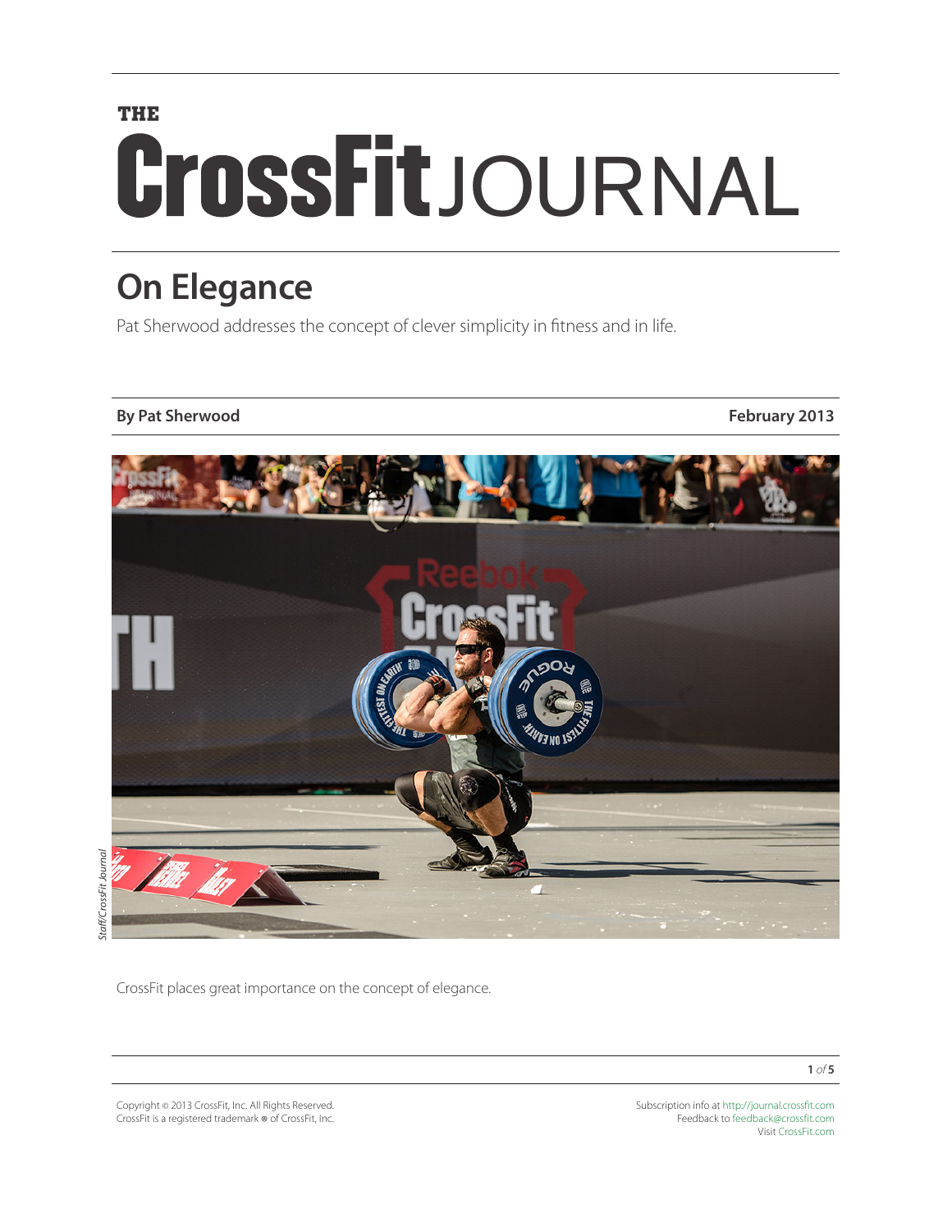THE CrossFit JOURNAL

# On Elegance

Pat Sherwood addresses the concept of clever simplicity in fitness and in life.

**By Pat Sherwood** **February 2013**

*Staff/CrossFit Journal*

CrossFit places great importance on the concept of elegance.

Copyright © 2013 CrossFit, Inc. All Rights Reserved.
CrossFit is a registered trademark ® of CrossFit, Inc.

Subscription info at http://journal.crossfit.com
Feedback to feedback@crossfit.com
Visit CrossFit.com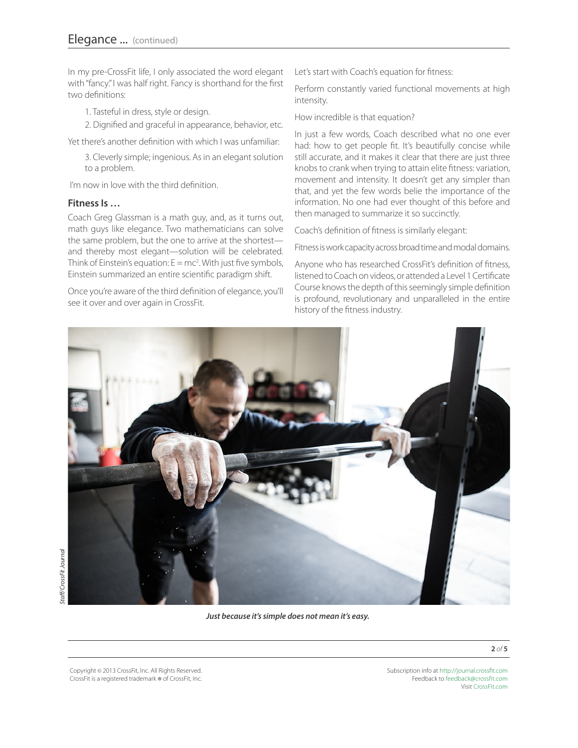In my pre-CrossFit life, I only associated the word elegant with "fancy." I was half right. Fancy is shorthand for the first two definitions:

1. Tasteful in dress, style or design.
2. Dignified and graceful in appearance, behavior, etc.

Yet there's another definition with which I was unfamiliar:

3. Cleverly simple; ingenious. As in an elegant solution to a problem.

I'm now in love with the third definition.

### Fitness Is …

Coach Greg Glassman is a math guy, and, as it turns out, math guys like elegance. Two mathematicians can solve the same problem, but the one to arrive at the shortest—and thereby most elegant—solution will be celebrated. Think of Einstein's equation: $E = mc^2$. With just five symbols, Einstein summarized an entire scientific paradigm shift.

Once you're aware of the third definition of elegance, you'll see it over and over again in CrossFit.

Let's start with Coach's equation for fitness:

Perform constantly varied functional movements at high intensity.

How incredible is that equation?

In just a few words, Coach described what no one ever had: how to get people fit. It's beautifully concise while still accurate, and it makes it clear that there are just three knobs to crank when trying to attain elite fitness: variation, movement and intensity. It doesn't get any simpler than that, and yet the few words belie the importance of the information. No one had ever thought of this before and then managed to summarize it so succinctly.

Coach's definition of fitness is similarly elegant:

Fitness is work capacity across broad time and modal domains.

Anyone who has researched CrossFit's definition of fitness, listened to Coach on videos, or attended a Level 1 Certificate Course knows the depth of this seemingly simple definition is profound, revolutionary and unparalleled in the entire history of the fitness industry.

Staff/CrossFit Journal

***Just because it's simple does not mean it's easy.***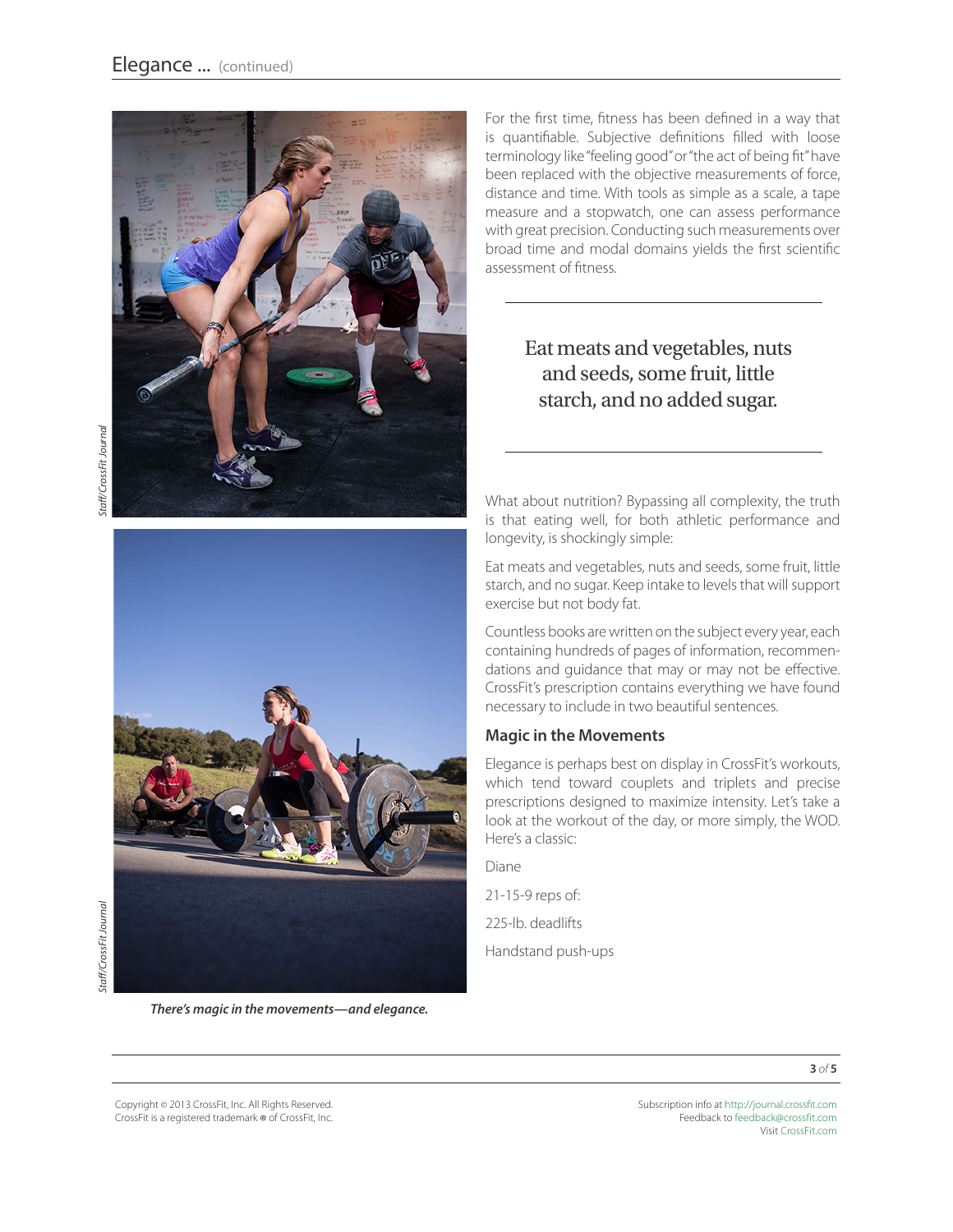For the first time, fitness has been defined in a way that is quantifiable. Subjective definitions filled with loose terminology like "feeling good" or "the act of being fit" have been replaced with the objective measurements of force, distance and time. With tools as simple as a scale, a tape measure and a stopwatch, one can assess performance with great precision. Conducting such measurements over broad time and modal domains yields the first scientific assessment of fitness.

> Eat meats and vegetables, nuts and seeds, some fruit, little starch, and no added sugar.

What about nutrition? Bypassing all complexity, the truth is that eating well, for both athletic performance and longevity, is shockingly simple:

Eat meats and vegetables, nuts and seeds, some fruit, little starch, and no sugar. Keep intake to levels that will support exercise but not body fat.

Countless books are written on the subject every year, each containing hundreds of pages of information, recommendations and guidance that may or may not be effective. CrossFit's prescription contains everything we have found necessary to include in two beautiful sentences.

### Magic in the Movements

Elegance is perhaps best on display in CrossFit's workouts, which tend toward couplets and triplets and precise prescriptions designed to maximize intensity. Let's take a look at the workout of the day, or more simply, the WOD. Here's a classic:

Diane

21-15-9 reps of:

225-lb. deadlifts

Handstand push-ups

Staff/CrossFit Journal

Staff/CrossFit Journal

*There's magic in the movements—and elegance.*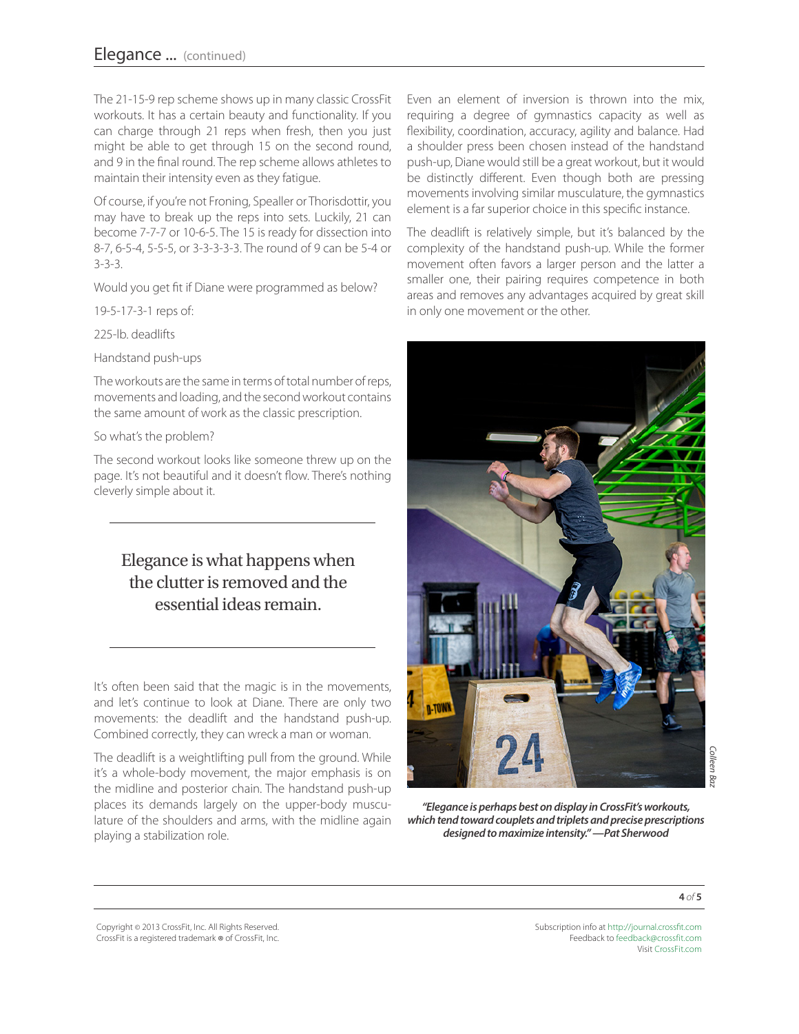The 21-15-9 rep scheme shows up in many classic CrossFit workouts. It has a certain beauty and functionality. If you can charge through 21 reps when fresh, then you just might be able to get through 15 on the second round, and 9 in the final round. The rep scheme allows athletes to maintain their intensity even as they fatigue.

Of course, if you're not Froning, Speller or Thorisdottir, you may have to break up the reps into sets. Luckily, 21 can become 7-7-7 or 10-6-5. The 15 is ready for dissection into 8-7, 6-5-4, 5-5-5, or 3-3-3-3-3. The round of 9 can be 5-4 or 3-3-3.

Would you get fit if Diane were programmed as below?

19-5-17-3-1 reps of:

225-lb. deadlifts

Handstand push-ups

The workouts are the same in terms of total number of reps, movements and loading, and the second workout contains the same amount of work as the classic prescription.

So what's the problem?

The second workout looks like someone threw up on the page. It's not beautiful and it doesn't flow. There's nothing cleverly simple about it.

> Elegance is what happens when the clutter is removed and the essential ideas remain.

It's often been said that the magic is in the movements, and let's continue to look at Diane. There are only two movements: the deadlift and the handstand push-up. Combined correctly, they can wreck a man or woman.

The deadlift is a weightlifting pull from the ground. While it's a whole-body movement, the major emphasis is on the midline and posterior chain. The handstand push-up places its demands largely on the upper-body musculature of the shoulders and arms, with the midline again playing a stabilization role.

Even an element of inversion is thrown into the mix, requiring a degree of gymnastics capacity as well as flexibility, coordination, accuracy, agility and balance. Had a shoulder press been chosen instead of the handstand push-up, Diane would still be a great workout, but it would be distinctly different. Even though both are pressing movements involving similar musculature, the gymnastics element is a far superior choice in this specific instance.

The deadlift is relatively simple, but it's balanced by the complexity of the handstand push-up. While the former movement often favors a larger person and the latter a smaller one, their pairing requires competence in both areas and removes any advantages acquired by great skill in only one movement or the other.

Colleen Baz

***"Elegance is perhaps best on display in CrossFit's workouts, which tend toward couplets and triplets and precise prescriptions designed to maximize intensity." —Pat Sherwood***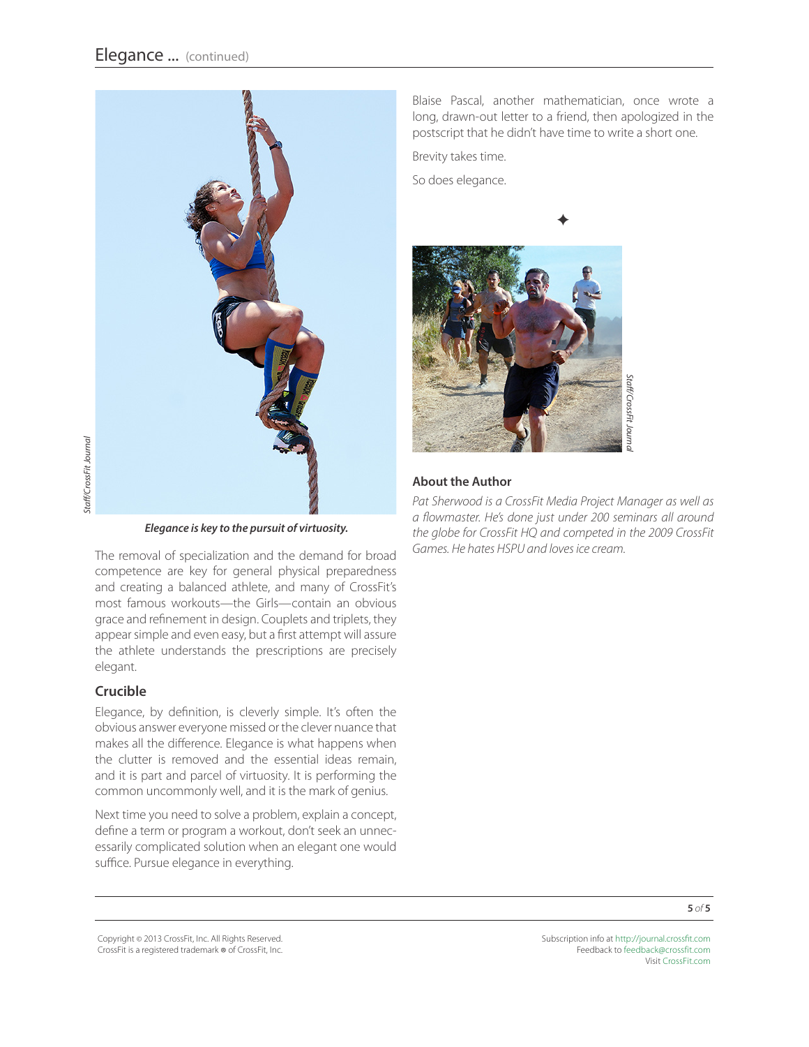*Elegance is key to the pursuit of virtuosity.*

The removal of specialization and the demand for broad competence are key for general physical preparedness and creating a balanced athlete, and many of CrossFit's most famous workouts—the Girls—contain an obvious grace and refinement in design. Couplets and triplets, they appear simple and even easy, but a first attempt will assure the athlete understands the prescriptions are precisely elegant.

### Crucible

Elegance, by definition, is cleverly simple. It's often the obvious answer everyone missed or the clever nuance that makes all the difference. Elegance is what happens when the clutter is removed and the essential ideas remain, and it is part and parcel of virtuosity. It is performing the common uncommonly well, and it is the mark of genius.

Next time you need to solve a problem, explain a concept, define a term or program a workout, don't seek an unnecessarily complicated solution when an elegant one would suffice. Pursue elegance in everything.

Blaise Pascal, another mathematician, once wrote a long, drawn-out letter to a friend, then apologized in the postscript that he didn't have time to write a short one.

Brevity takes time.

So does elegance.

✦

### About the Author

*Pat Sherwood is a CrossFit Media Project Manager as well as a flowmaster. He's done just under 200 seminars all around the globe for CrossFit HQ and competed in the 2009 CrossFit Games. He hates HSPU and loves ice cream.*

Copyright © 2013 CrossFit, Inc. All Rights Reserved.
CrossFit is a registered trademark ® of CrossFit, Inc.

Subscription info at http://journal.crossfit.com
Feedback to feedback@crossfit.com
Visit CrossFit.com